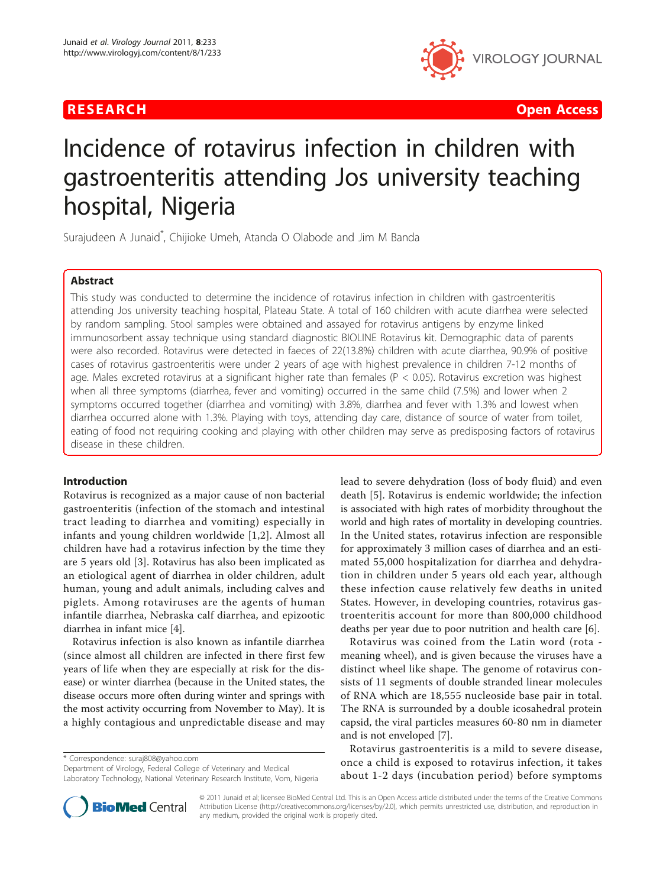RESEARCH Open Access

# Incidence of rotavirus infection in children with gastroenteritis attending Jos university teaching hospital, Nigeria

Surajudeen A Junaid*, Chijioke Umeh, Atanda O Olabode and Jim M Banda

## Abstract

This study was conducted to determine the incidence of rotavirus infection in children with gastroenteritis attending Jos university teaching hospital, Plateau State. A total of 160 children with acute diarrhea were selected by random sampling. Stool samples were obtained and assayed for rotavirus antigens by enzyme linked immunosorbent assay technique using standard diagnostic BIOLINE Rotavirus kit. Demographic data of parents were also recorded. Rotavirus were detected in faeces of 22(13.8%) children with acute diarrhea, 90.9% of positive cases of rotavirus gastroenteritis were under 2 years of age with highest prevalence in children 7-12 months of age. Males excreted rotavirus at a significant higher rate than females ($P < 0.05$). Rotavirus excretion was highest when all three symptoms (diarrhea, fever and vomiting) occurred in the same child (7.5%) and lower when 2 symptoms occurred together (diarrhea and vomiting) with 3.8%, diarrhea and fever with 1.3% and lowest when diarrhea occurred alone with 1.3%. Playing with toys, attending day care, distance of source of water from toilet, eating of food not requiring cooking and playing with other children may serve as predisposing factors of rotavirus disease in these children.

## Introduction

Rotavirus is recognized as a major cause of non bacterial gastroenteritis (infection of the stomach and intestinal tract leading to diarrhea and vomiting) especially in infants and young children worldwide [1,2]. Almost all children have had a rotavirus infection by the time they are 5 years old [3]. Rotavirus has also been implicated as an etiological agent of diarrhea in older children, adult human, young and adult animals, including calves and piglets. Among rotaviruses are the agents of human infantile diarrhea, Nebraska calf diarrhea, and epizootic diarrhea in infant mice [4].

Rotavirus infection is also known as infantile diarrhea (since almost all children are infected in there first few years of life when they are especially at risk for the disease) or winter diarrhea (because in the United states, the disease occurs more often during winter and springs with the most activity occurring from November to May). It is a highly contagious and unpredictable disease and may lead to severe dehydration (loss of body fluid) and even death [5]. Rotavirus is endemic worldwide; the infection is associated with high rates of morbidity throughout the world and high rates of mortality in developing countries. In the United states, rotavirus infection are responsible for approximately 3 million cases of diarrhea and an estimated 55,000 hospitalization for diarrhea and dehydration in children under 5 years old each year, although these infection cause relatively few deaths in united States. However, in developing countries, rotavirus gastroenteritis account for more than 800,000 childhood deaths per year due to poor nutrition and health care [6].

Rotavirus was coined from the Latin word (rota - meaning wheel), and is given because the viruses have a distinct wheel like shape. The genome of rotavirus consists of 11 segments of double stranded linear molecules of RNA which are 18,555 nucleoside base pair in total. The RNA is surrounded by a double icosahedral protein capsid, the viral particles measures 60-80 nm in diameter and is not enveloped [7].

Rotavirus gastroenteritis is a mild to severe disease, once a child is exposed to rotavirus infection, it takes about 1-2 days (incubation period) before symptoms

* Correspondence: suraj808@yahoo.com
Department of Virology, Federal College of Veterinary and Medical Laboratory Technology, National Veterinary Research Institute, Vom, Nigeria

© 2011 Junaid et al; licensee BioMed Central Ltd. This is an Open Access article distributed under the terms of the Creative Commons Attribution License (http://creativecommons.org/licenses/by/2.0), which permits unrestricted use, distribution, and reproduction in any medium, provided the original work is properly cited.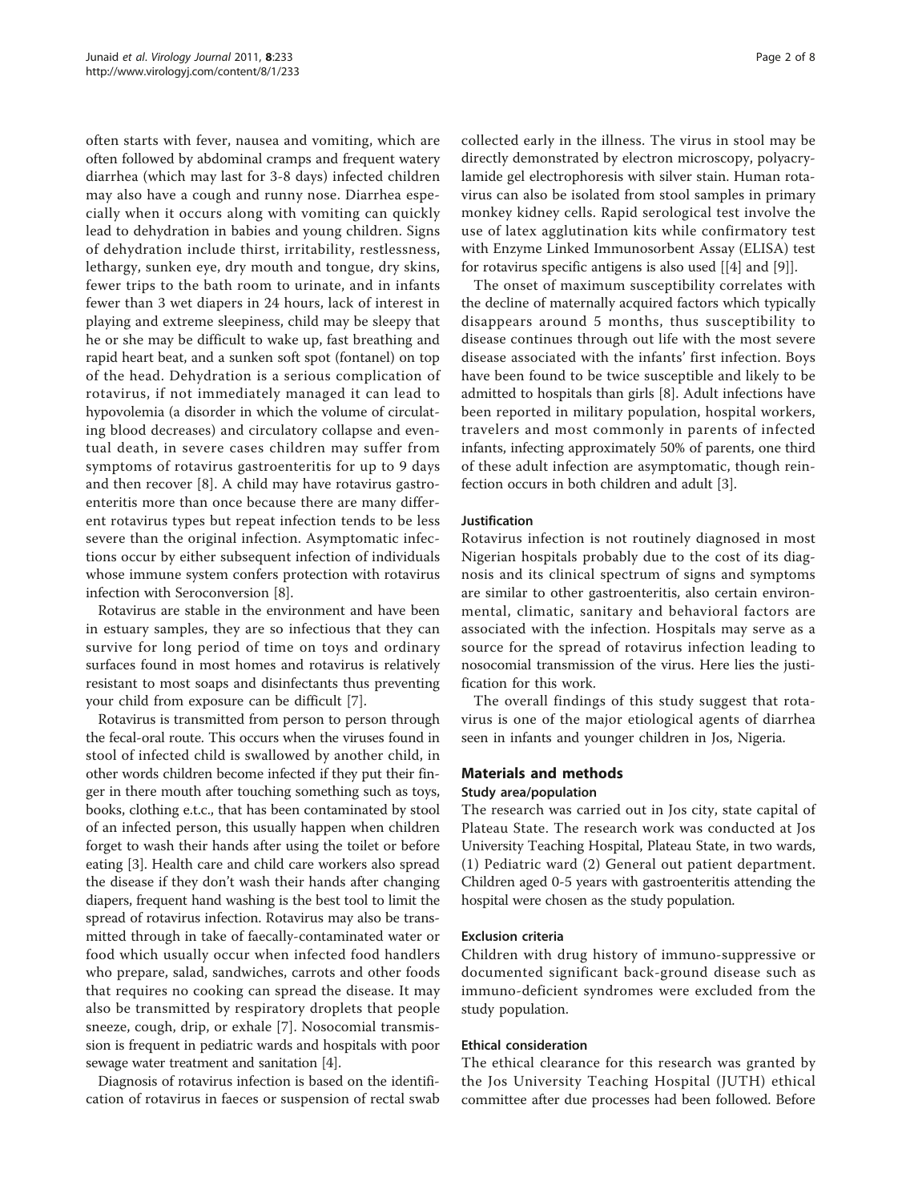often starts with fever, nausea and vomiting, which are often followed by abdominal cramps and frequent watery diarrhea (which may last for 3-8 days) infected children may also have a cough and runny nose. Diarrhea especially when it occurs along with vomiting can quickly lead to dehydration in babies and young children. Signs of dehydration include thirst, irritability, restlessness, lethargy, sunken eye, dry mouth and tongue, dry skins, fewer trips to the bath room to urinate, and in infants fewer than 3 wet diapers in 24 hours, lack of interest in playing and extreme sleepiness, child may be sleepy that he or she may be difficult to wake up, fast breathing and rapid heart beat, and a sunken soft spot (fontanel) on top of the head. Dehydration is a serious complication of rotavirus, if not immediately managed it can lead to hypovolemia (a disorder in which the volume of circulating blood decreases) and circulatory collapse and eventual death, in severe cases children may suffer from symptoms of rotavirus gastroenteritis for up to 9 days and then recover [8]. A child may have rotavirus gastroenteritis more than once because there are many different rotavirus types but repeat infection tends to be less severe than the original infection. Asymptomatic infections occur by either subsequent infection of individuals whose immune system confers protection with rotavirus infection with Seroconversion [8].

Rotavirus are stable in the environment and have been in estuary samples, they are so infectious that they can survive for long period of time on toys and ordinary surfaces found in most homes and rotavirus is relatively resistant to most soaps and disinfectants thus preventing your child from exposure can be difficult [7].

Rotavirus is transmitted from person to person through the fecal-oral route. This occurs when the viruses found in stool of infected child is swallowed by another child, in other words children become infected if they put their finger in there mouth after touching something such as toys, books, clothing e.t.c., that has been contaminated by stool of an infected person, this usually happen when children forget to wash their hands after using the toilet or before eating [3]. Health care and child care workers also spread the disease if they don't wash their hands after changing diapers, frequent hand washing is the best tool to limit the spread of rotavirus infection. Rotavirus may also be transmitted through in take of faecally-contaminated water or food which usually occur when infected food handlers who prepare, salad, sandwiches, carrots and other foods that requires no cooking can spread the disease. It may also be transmitted by respiratory droplets that people sneeze, cough, drip, or exhale [7]. Nosocomial transmission is frequent in pediatric wards and hospitals with poor sewage water treatment and sanitation [4].

Diagnosis of rotavirus infection is based on the identification of rotavirus in faeces or suspension of rectal swab collected early in the illness. The virus in stool may be directly demonstrated by electron microscopy, polyacrylamide gel electrophoresis with silver stain. Human rotavirus can also be isolated from stool samples in primary monkey kidney cells. Rapid serological test involve the use of latex agglutination kits while confirmatory test with Enzyme Linked Immunosorbent Assay (ELISA) test for rotavirus specific antigens is also used [[4] and [9]].

The onset of maximum susceptibility correlates with the decline of maternally acquired factors which typically disappears around 5 months, thus susceptibility to disease continues through out life with the most severe disease associated with the infants' first infection. Boys have been found to be twice susceptible and likely to be admitted to hospitals than girls [8]. Adult infections have been reported in military population, hospital workers, travelers and most commonly in parents of infected infants, infecting approximately 50% of parents, one third of these adult infection are asymptomatic, though reinfection occurs in both children and adult [3].

### Justification

Rotavirus infection is not routinely diagnosed in most Nigerian hospitals probably due to the cost of its diagnosis and its clinical spectrum of signs and symptoms are similar to other gastroenteritis, also certain environmental, climatic, sanitary and behavioral factors are associated with the infection. Hospitals may serve as a source for the spread of rotavirus infection leading to nosocomial transmission of the virus. Here lies the justification for this work.

The overall findings of this study suggest that rotavirus is one of the major etiological agents of diarrhea seen in infants and younger children in Jos, Nigeria.

## Materials and methods

### Study area/population

The research was carried out in Jos city, state capital of Plateau State. The research work was conducted at Jos University Teaching Hospital, Plateau State, in two wards, (1) Pediatric ward (2) General out patient department. Children aged 0-5 years with gastroenteritis attending the hospital were chosen as the study population.

### Exclusion criteria

Children with drug history of immuno-suppressive or documented significant back-ground disease such as immuno-deficient syndromes were excluded from the study population.

### Ethical consideration

The ethical clearance for this research was granted by the Jos University Teaching Hospital (JUTH) ethical committee after due processes had been followed. Before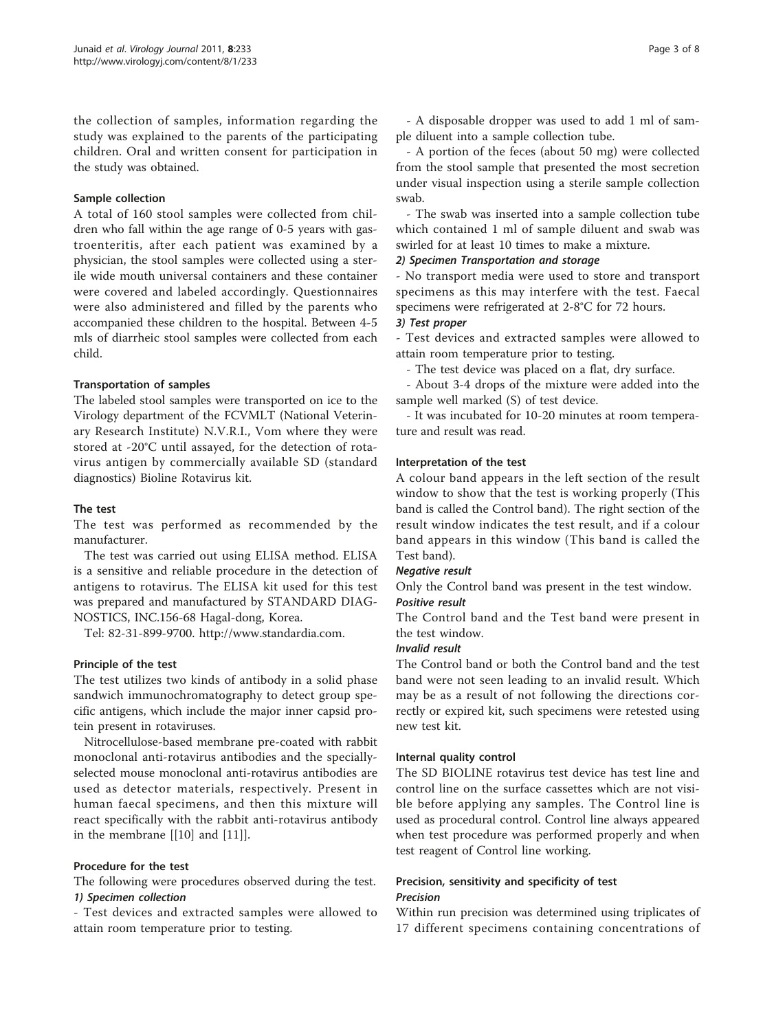the collection of samples, information regarding the study was explained to the parents of the participating children. Oral and written consent for participation in the study was obtained.

### Sample collection

A total of 160 stool samples were collected from children who fall within the age range of 0-5 years with gastroenteritis, after each patient was examined by a physician, the stool samples were collected using a sterile wide mouth universal containers and these container were covered and labeled accordingly. Questionnaires were also administered and filled by the parents who accompanied these children to the hospital. Between 4-5 mls of diarrheic stool samples were collected from each child.

### Transportation of samples

The labeled stool samples were transported on ice to the Virology department of the FCVMLT (National Veterinary Research Institute) N.V.R.I., Vom where they were stored at -20°C until assayed, for the detection of rotavirus antigen by commercially available SD (standard diagnostics) Bioline Rotavirus kit.

### The test

The test was performed as recommended by the manufacturer.

The test was carried out using ELISA method. ELISA is a sensitive and reliable procedure in the detection of antigens to rotavirus. The ELISA kit used for this test was prepared and manufactured by STANDARD DIAGNOSTICS, INC.156-68 Hagal-dong, Korea.

Tel: 82-31-899-9700. http://www.standardia.com.

### Principle of the test

The test utilizes two kinds of antibody in a solid phase sandwich immunochromatography to detect group specific antigens, which include the major inner capsid protein present in rotaviruses.

Nitrocellulose-based membrane pre-coated with rabbit monoclonal anti-rotavirus antibodies and the specially-selected mouse monoclonal anti-rotavirus antibodies are used as detector materials, respectively. Present in human faecal specimens, and then this mixture will react specifically with the rabbit anti-rotavirus antibody in the membrane [[10] and [11]].

### Procedure for the test

The following were procedures observed during the test.

#### *1) Specimen collection*

- Test devices and extracted samples were allowed to attain room temperature prior to testing.

- A disposable dropper was used to add 1 ml of sample diluent into a sample collection tube.

- A portion of the feces (about 50 mg) were collected from the stool sample that presented the most secretion under visual inspection using a sterile sample collection swab.

- The swab was inserted into a sample collection tube which contained 1 ml of sample diluent and swab was swirled for at least 10 times to make a mixture.

#### *2) Specimen Transportation and storage*

- No transport media were used to store and transport specimens as this may interfere with the test. Faecal specimens were refrigerated at 2-8°C for 72 hours.

#### *3) Test proper*

- Test devices and extracted samples were allowed to attain room temperature prior to testing.

- The test device was placed on a flat, dry surface.

- About 3-4 drops of the mixture were added into the sample well marked (S) of test device.

- It was incubated for 10-20 minutes at room temperature and result was read.

### Interpretation of the test

A colour band appears in the left section of the result window to show that the test is working properly (This band is called the Control band). The right section of the result window indicates the test result, and if a colour band appears in this window (This band is called the Test band).

#### *Negative result*

Only the Control band was present in the test window.

#### *Positive result*

The Control band and the Test band were present in the test window.

#### *Invalid result*

The Control band or both the Control band and the test band were not seen leading to an invalid result. Which may be as a result of not following the directions correctly or expired kit, such specimens were retested using new test kit.

### Internal quality control

The SD BIOLINE rotavirus test device has test line and control line on the surface cassettes which are not visible before applying any samples. The Control line is used as procedural control. Control line always appeared when test procedure was performed properly and when test reagent of Control line working.

### Precision, sensitivity and specificity of test

#### *Precision*

Within run precision was determined using triplicates of 17 different specimens containing concentrations of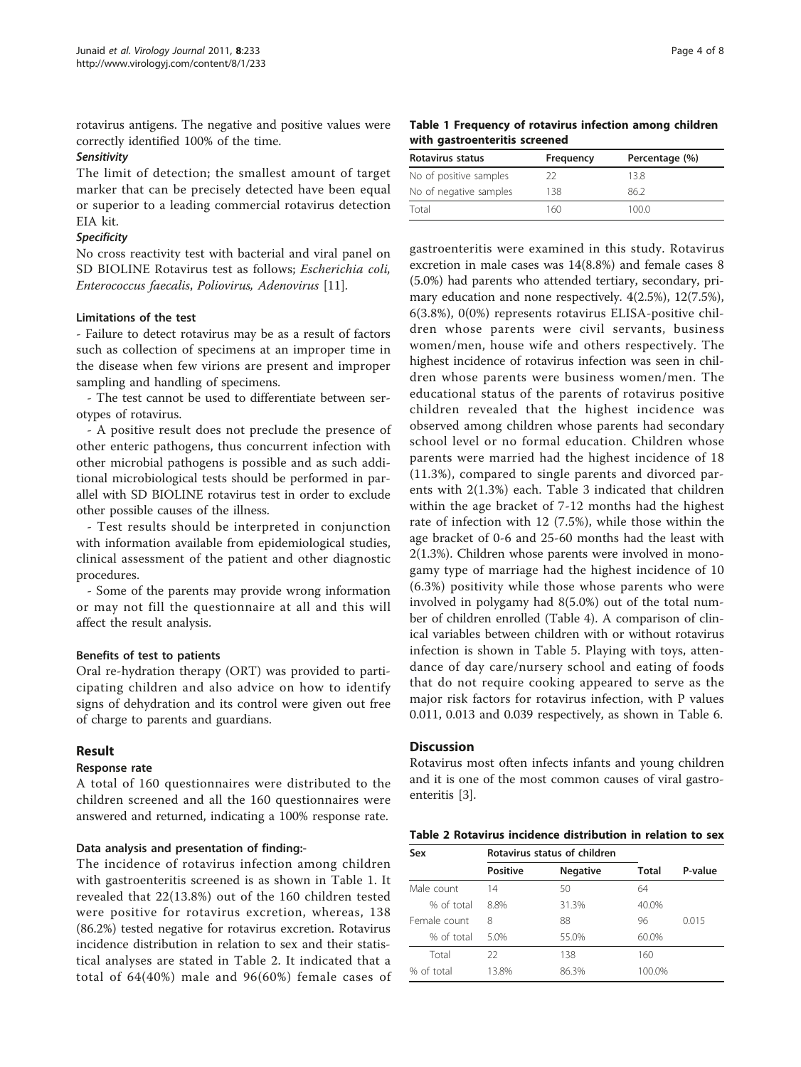rotavirus antigens. The negative and positive values were correctly identified 100% of the time.

***Sensitivity***

The limit of detection; the smallest amount of target marker that can be precisely detected have been equal or superior to a leading commercial rotavirus detection EIA kit.

***Specificity***

No cross reactivity test with bacterial and viral panel on SD BIOLINE Rotavirus test as follows; *Escherichia coli, Enterococcus faecalis, Poliovirus, Adenovirus* [11].

#### Limitations of the test

- Failure to detect rotavirus may be as a result of factors such as collection of specimens at an improper time in the disease when few virions are present and improper sampling and handling of specimens.

- The test cannot be used to differentiate between serotypes of rotavirus.

- A positive result does not preclude the presence of other enteric pathogens, thus concurrent infection with other microbial pathogens is possible and as such additional microbiological tests should be performed in parallel with SD BIOLINE rotavirus test in order to exclude other possible causes of the illness.

- Test results should be interpreted in conjunction with information available from epidemiological studies, clinical assessment of the patient and other diagnostic procedures.

- Some of the parents may provide wrong information or may not fill the questionnaire at all and this will affect the result analysis.

#### Benefits of test to patients

Oral re-hydration therapy (ORT) was provided to participating children and also advice on how to identify signs of dehydration and its control were given out free of charge to parents and guardians.

## Result

#### Response rate

A total of 160 questionnaires were distributed to the children screened and all the 160 questionnaires were answered and returned, indicating a 100% response rate.

#### Data analysis and presentation of finding:-

The incidence of rotavirus infection among children with gastroenteritis screened is as shown in Table 1. It revealed that 22(13.8%) out of the 160 children tested were positive for rotavirus excretion, whereas, 138 (86.2%) tested negative for rotavirus excretion. Rotavirus incidence distribution in relation to sex and their statistical analyses are stated in Table 2. It indicated that a total of 64(40%) male and 96(60%) female cases of gastroenteritis were examined in this study. Rotavirus excretion in male cases was 14(8.8%) and female cases 8 (5.0%) had parents who attended tertiary, secondary, primary education and none respectively. 4(2.5%), 12(7.5%), 6(3.8%), 0(0%) represents rotavirus ELISA-positive children whose parents were civil servants, business women/men, house wife and others respectively. The highest incidence of rotavirus infection was seen in children whose parents were business women/men. The educational status of the parents of rotavirus positive children revealed that the highest incidence was observed among children whose parents had secondary school level or no formal education. Children whose parents were married had the highest incidence of 18 (11.3%), compared to single parents and divorced parents with 2(1.3%) each. Table 3 indicated that children within the age bracket of 7-12 months had the highest rate of infection with 12 (7.5%), while those within the age bracket of 0-6 and 25-60 months had the least with 2(1.3%). Children whose parents were involved in monogamy type of marriage had the highest incidence of 10 (6.3%) positivity while those whose parents who were involved in polygamy had 8(5.0%) out of the total number of children enrolled (Table 4). A comparison of clinical variables between children with or without rotavirus infection is shown in Table 5. Playing with toys, attendance of day care/nursery school and eating of foods that do not require cooking appeared to serve as the major risk factors for rotavirus infection, with P values 0.011, 0.013 and 0.039 respectively, as shown in Table 6.

**Table 1 Frequency of rotavirus infection among children with gastroenteritis screened**

| Rotavirus status | Frequency | Percentage (%) |
|---|---|---|
| No of positive samples | 22 | 13.8 |
| No of negative samples | 138 | 86.2 |
| Total | 160 | 100.0 |

## Discussion

Rotavirus most often infects infants and young children and it is one of the most common causes of viral gastroenteritis [3].

**Table 2 Rotavirus incidence distribution in relation to sex**

| Sex | Rotavirus status of children | | | |
|---|---|---|---|---|
| | Positive | Negative | Total | P-value |
| Male count | 14 | 50 | 64 | |
| % of total | 8.8% | 31.3% | 40.0% | |
| Female count | 8 | 88 | 96 | 0.015 |
| % of total | 5.0% | 55.0% | 60.0% | |
| Total | 22 | 138 | 160 | |
| % of total | 13.8% | 86.3% | 100.0% | |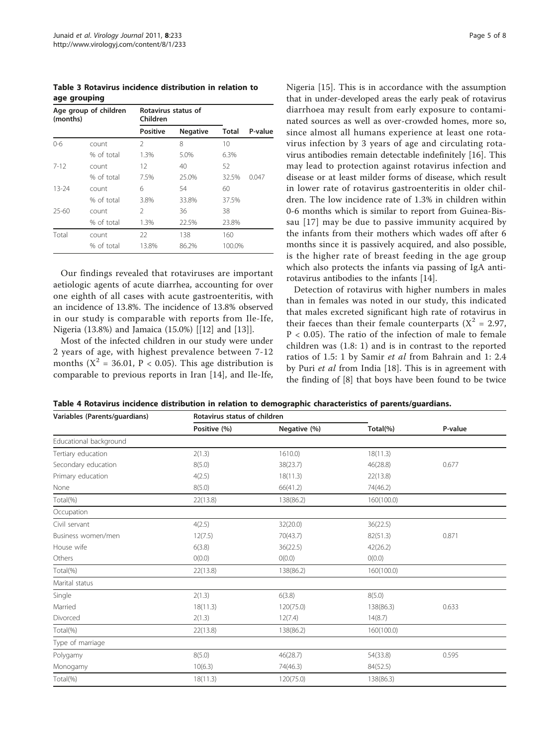**Table 3 Rotavirus incidence distribution in relation to age grouping**

| Age group of children (months) | | Rotavirus status of Children | | | |
|---|---|---|---|---|---|
| | | Positive | Negative | Total | P-value |
| 0-6 | count | 2 | 8 | 10 | |
| | % of total | 1.3% | 5.0% | 6.3% | |
| 7-12 | count | 12 | 40 | 52 | |
| | % of total | 7.5% | 25.0% | 32.5% | 0.047 |
| 13-24 | count | 6 | 54 | 60 | |
| | % of total | 3.8% | 33.8% | 37.5% | |
| 25-60 | count | 2 | 36 | 38 | |
| | % of total | 1.3% | 22.5% | 23.8% | |
| Total | count | 22 | 138 | 160 | |
| | % of total | 13.8% | 86.2% | 100.0% | |

Our findings revealed that rotaviruses are important aetiologic agents of acute diarrhea, accounting for over one eighth of all cases with acute gastroenteritis, with an incidence of 13.8%. The incidence of 13.8% observed in our study is comparable with reports from Ile-Ife, Nigeria (13.8%) and Jamaica (15.0%) [[12] and [13]].

Most of the infected children in our study were under 2 years of age, with highest prevalence between 7-12 months ($X^2$ = 36.01, $P < 0.05$). This age distribution is comparable to previous reports in Iran [14], and Ile-Ife, Nigeria [15]. This is in accordance with the assumption that in under-developed areas the early peak of rotavirus diarrhoea may result from early exposure to contaminated sources as well as over-crowded homes, more so, since almost all humans experience at least one rotavirus infection by 3 years of age and circulating rotavirus antibodies remain detectable indefinitely [16]. This may lead to protection against rotavirus infection and disease or at least milder forms of disease, which result in lower rate of rotavirus gastroenteritis in older children. The low incidence rate of 1.3% in children within 0-6 months which is similar to report from Guinea-Bissau [17] may be due to passive immunity acquired by the infants from their mothers which wades off after 6 months since it is passively acquired, and also possible, is the higher rate of breast feeding in the age group which also protects the infants via passing of IgA anti-rotavirus antibodies to the infants [14].

Detection of rotavirus with higher numbers in males than in females was noted in our study, this indicated that males excreted significant high rate of rotavirus in their faeces than their female counterparts ($X^2$ = 2.97, $P < 0.05$). The ratio of the infection of male to female children was (1.8: 1) and is in contrast to the reported ratios of 1.5: 1 by Samir *et al* from Bahrain and 1: 2.4 by Puri *et al* from India [18]. This is in agreement with the finding of [8] that boys have been found to be twice

**Table 4 Rotavirus incidence distribution in relation to demographic characteristics of parents/guardians.**

| Variables (Parents/guardians) | Rotavirus status of children | | | |
|---|---|---|---|---|
| | Positive (%) | Negative (%) | Total(%) | P-value |
| Educational background | | | | |
| Tertiary education | 2(1.3) | 1610.0) | 18(11.3) | |
| Secondary education | 8(5.0) | 38(23.7) | 46(28.8) | 0.677 |
| Primary education | 4(2.5) | 18(11.3) | 22(13.8) | |
| None | 8(5.0) | 66(41.2) | 74(46.2) | |
| Total(%) | 22(13.8) | 138(86.2) | 160(100.0) | |
| Occupation | | | | |
| Civil servant | 4(2.5) | 32(20.0) | 36(22.5) | |
| Business women/men | 12(7.5) | 70(43.7) | 82(51.3) | 0.871 |
| House wife | 6(3.8) | 36(22.5) | 42(26.2) | |
| Others | 0(0.0) | 0(0.0) | 0(0.0) | |
| Total(%) | 22(13.8) | 138(86.2) | 160(100.0) | |
| Marital status | | | | |
| Single | 2(1.3) | 6(3.8) | 8(5.0) | |
| Married | 18(11.3) | 120(75.0) | 138(86.3) | 0.633 |
| Divorced | 2(1.3) | 12(7.4) | 14(8.7) | |
| Total(%) | 22(13.8) | 138(86.2) | 160(100.0) | |
| Type of marriage | | | | |
| Polygamy | 8(5.0) | 46(28.7) | 54(33.8) | 0.595 |
| Monogamy | 10(6.3) | 74(46.3) | 84(52.5) | |
| Total(%) | 18(11.3) | 120(75.0) | 138(86.3) | |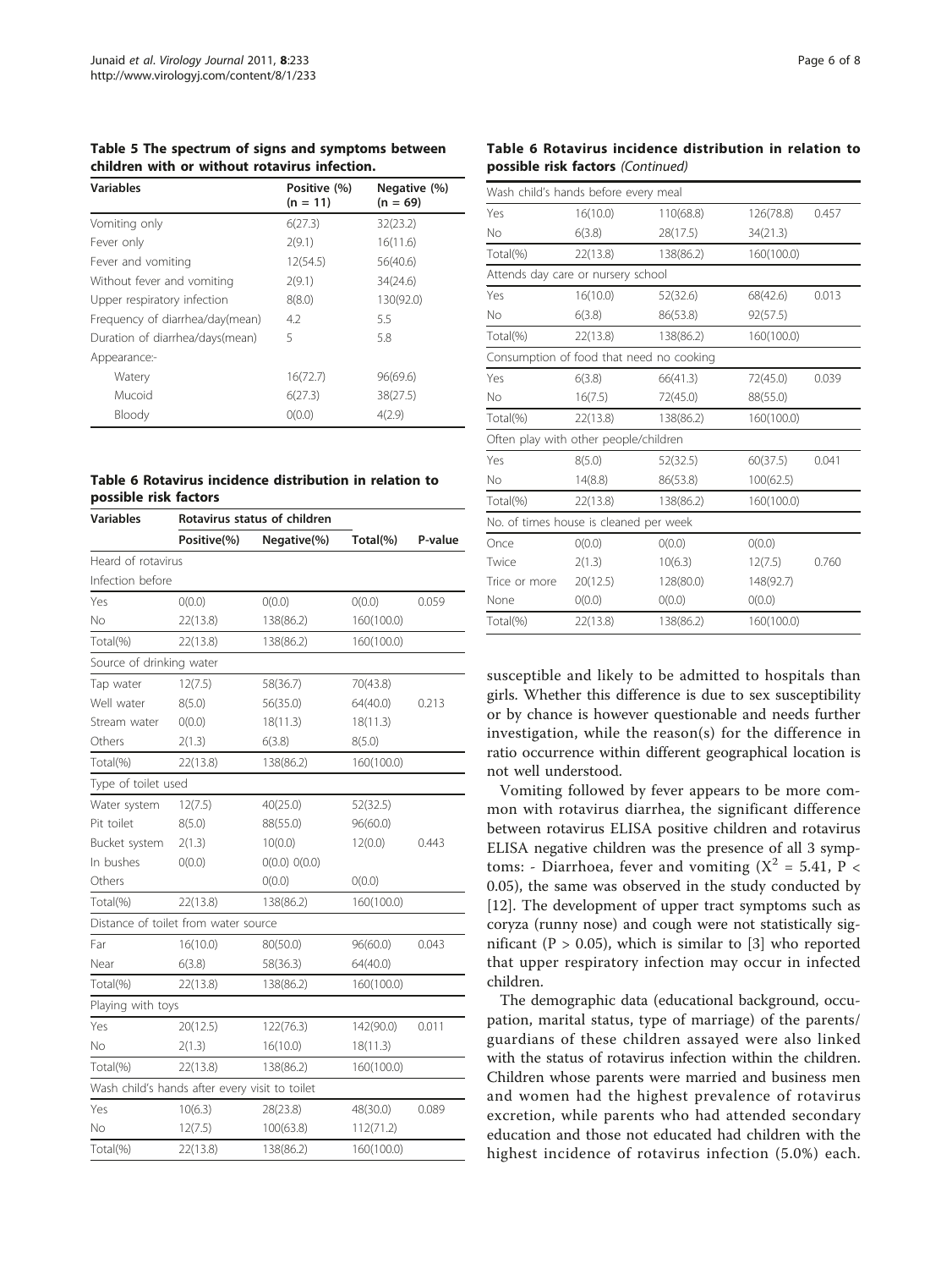**Table 5 The spectrum of signs and symptoms between children with or without rotavirus infection.**

| Variables | Positive (%) (n = 11) | Negative (%) (n = 69) |
|---|---|---|
| Vomiting only | 6(27.3) | 32(23.2) |
| Fever only | 2(9.1) | 16(11.6) |
| Fever and vomiting | 12(54.5) | 56(40.6) |
| Without fever and vomiting | 2(9.1) | 34(24.6) |
| Upper respiratory infection | 8(8.0) | 130(92.0) |
| Frequency of diarrhea/day(mean) | 4.2 | 5.5 |
| Duration of diarrhea/days(mean) | 5 | 5.8 |
| Appearance:- | | |
| Watery | 16(72.7) | 96(69.6) |
| Mucoid | 6(27.3) | 38(27.5) |
| Bloody | 0(0.0) | 4(2.9) |

**Table 6 Rotavirus incidence distribution in relation to possible risk factors**

| Variables | Rotavirus status of children | | | |
|---|---|---|---|---|
| | Positive(%) | Negative(%) | Total(%) | P-value |
| Heard of rotavirus | | | | |
| Infection before | | | | |
| Yes | 0(0.0) | 0(0.0) | 0(0.0) | 0.059 |
| No | 22(13.8) | 138(86.2) | 160(100.0) | |
| Total(%) | 22(13.8) | 138(86.2) | 160(100.0) | |
| Source of drinking water | | | | |
| Tap water | 12(7.5) | 58(36.7) | 70(43.8) | |
| Well water | 8(5.0) | 56(35.0) | 64(40.0) | 0.213 |
| Stream water | 0(0.0) | 18(11.3) | 18(11.3) | |
| Others | 2(1.3) | 6(3.8) | 8(5.0) | |
| Total(%) | 22(13.8) | 138(86.2) | 160(100.0) | |
| Type of toilet used | | | | |
| Water system | 12(7.5) | 40(25.0) | 52(32.5) | |
| Pit toilet | 8(5.0) | 88(55.0) | 96(60.0) | |
| Bucket system | 2(1.3) | 10(0.0) | 12(0.0) | 0.443 |
| In bushes | 0(0.0) | 0(0.0) 0(0.0) | | |
| Others | | 0(0.0) | 0(0.0) | |
| Total(%) | 22(13.8) | 138(86.2) | 160(100.0) | |
| Distance of toilet from water source | | | | |
| Far | 16(10.0) | 80(50.0) | 96(60.0) | 0.043 |
| Near | 6(3.8) | 58(36.3) | 64(40.0) | |
| Total(%) | 22(13.8) | 138(86.2) | 160(100.0) | |
| Playing with toys | | | | |
| Yes | 20(12.5) | 122(76.3) | 142(90.0) | 0.011 |
| No | 2(1.3) | 16(10.0) | 18(11.3) | |
| Total(%) | 22(13.8) | 138(86.2) | 160(100.0) | |
| Wash child's hands after every visit to toilet | | | | |
| Yes | 10(6.3) | 28(23.8) | 48(30.0) | 0.089 |
| No | 12(7.5) | 100(63.8) | 112(71.2) | |
| Total(%) | 22(13.8) | 138(86.2) | 160(100.0) | |
| Wash child's hands before every meal | | | | |
| Yes | 16(10.0) | 110(68.8) | 126(78.8) | 0.457 |
| No | 6(3.8) | 28(17.5) | 34(21.3) | |
| Total(%) | 22(13.8) | 138(86.2) | 160(100.0) | |
| Attends day care or nursery school | | | | |
| Yes | 16(10.0) | 52(32.6) | 68(42.6) | 0.013 |
| No | 6(3.8) | 86(53.8) | 92(57.5) | |
| Total(%) | 22(13.8) | 138(86.2) | 160(100.0) | |
| Consumption of food that need no cooking | | | | |
| Yes | 6(3.8) | 66(41.3) | 72(45.0) | 0.039 |
| No | 16(7.5) | 72(45.0) | 88(55.0) | |
| Total(%) | 22(13.8) | 138(86.2) | 160(100.0) | |
| Often play with other people/children | | | | |
| Yes | 8(5.0) | 52(32.5) | 60(37.5) | 0.041 |
| No | 14(8.8) | 86(53.8) | 100(62.5) | |
| Total(%) | 22(13.8) | 138(86.2) | 160(100.0) | |
| No. of times house is cleaned per week | | | | |
| Once | 0(0.0) | 0(0.0) | 0(0.0) | |
| Twice | 2(1.3) | 10(6.3) | 12(7.5) | 0.760 |
| Trice or more | 20(12.5) | 128(80.0) | 148(92.7) | |
| None | 0(0.0) | 0(0.0) | 0(0.0) | |
| Total(%) | 22(13.8) | 138(86.2) | 160(100.0) | |

susceptible and likely to be admitted to hospitals than girls. Whether this difference is due to sex susceptibility or by chance is however questionable and needs further investigation, while the reason(s) for the difference in ratio occurrence within different geographical location is not well understood.

Vomiting followed by fever appears to be more common with rotavirus diarrhea, the significant difference between rotavirus ELISA positive children and rotavirus ELISA negative children was the presence of all 3 symptoms: - Diarrhoea, fever and vomiting ($X^2 = 5.41$, $P < 0.05$), the same was observed in the study conducted by [12]. The development of upper tract symptoms such as coryza (runny nose) and cough were not statistically significant ($P > 0.05$), which is similar to [3] who reported that upper respiratory infection may occur in infected children.

The demographic data (educational background, occupation, marital status, type of marriage) of the parents/guardians of these children assayed were also linked with the status of rotavirus infection within the children. Children whose parents were married and business men and women had the highest prevalence of rotavirus excretion, while parents who had attended secondary education and those not educated had children with the highest incidence of rotavirus infection (5.0%) each.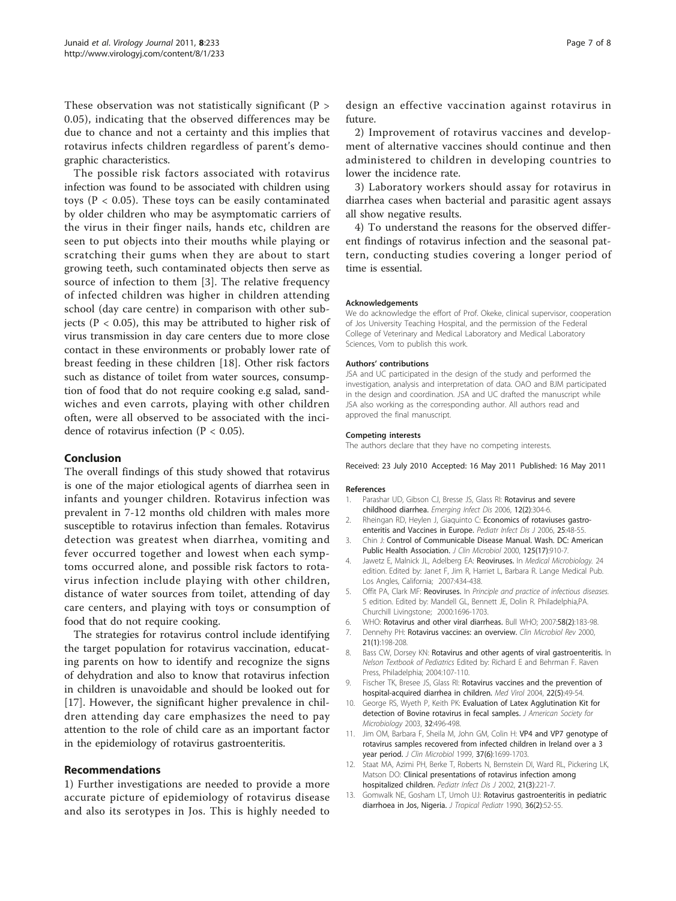These observation was not statistically significant ($P > 0.05$), indicating that the observed differences may be due to chance and not a certainty and this implies that rotavirus infects children regardless of parent's demographic characteristics.

The possible risk factors associated with rotavirus infection was found to be associated with children using toys ($P < 0.05$). These toys can be easily contaminated by older children who may be asymptomatic carriers of the virus in their finger nails, hands etc, children are seen to put objects into their mouths while playing or scratching their gums when they are about to start growing teeth, such contaminated objects then serve as source of infection to them [3]. The relative frequency of infected children was higher in children attending school (day care centre) in comparison with other subjects ($P < 0.05$), this may be attributed to higher risk of virus transmission in day care centers due to more close contact in these environments or probably lower rate of breast feeding in these children [18]. Other risk factors such as distance of toilet from water sources, consumption of food that do not require cooking e.g salad, sandwiches and even carrots, playing with other children often, were all observed to be associated with the incidence of rotavirus infection ($P < 0.05$).

## Conclusion

The overall findings of this study showed that rotavirus is one of the major etiological agents of diarrhea seen in infants and younger children. Rotavirus infection was prevalent in 7-12 months old children with males more susceptible to rotavirus infection than females. Rotavirus detection was greatest when diarrhea, vomiting and fever occurred together and lowest when each symptoms occurred alone, and possible risk factors to rotavirus infection include playing with other children, distance of water sources from toilet, attending of day care centers, and playing with toys or consumption of food that do not require cooking.

The strategies for rotavirus control include identifying the target population for rotavirus vaccination, educating parents on how to identify and recognize the signs of dehydration and also to know that rotavirus infection in children is unavoidable and should be looked out for [17]. However, the significant higher prevalence in children attending day care emphasizes the need to pay attention to the role of child care as an important factor in the epidemiology of rotavirus gastroenteritis.

## Recommendations

1) Further investigations are needed to provide a more accurate picture of epidemiology of rotavirus disease and also its serotypes in Jos. This is highly needed to design an effective vaccination against rotavirus in future.

2) Improvement of rotavirus vaccines and development of alternative vaccines should continue and then administered to children in developing countries to lower the incidence rate.

3) Laboratory workers should assay for rotavirus in diarrhea cases when bacterial and parasitic agent assays all show negative results.

4) To understand the reasons for the observed different findings of rotavirus infection and the seasonal pattern, conducting studies covering a longer period of time is essential.

#### Acknowledgements

We do acknowledge the effort of Prof. Okeke, clinical supervisor, cooperation of Jos University Teaching Hospital, and the permission of the Federal College of Veterinary and Medical Laboratory and Medical Laboratory Sciences, Vom to publish this work.

#### Authors' contributions

JSA and UC participated in the design of the study and performed the investigation, analysis and interpretation of data. OAO and BJM participated in the design and coordination. JSA and UC drafted the manuscript while JSA also working as the corresponding author. All authors read and approved the final manuscript.

#### Competing interests

The authors declare that they have no competing interests.

Received: 23 July 2010 Accepted: 16 May 2011 Published: 16 May 2011

#### References

1. Parashar UD, Gibson CJ, Bresse JS, Glass RI: **Rotavirus and severe childhood diarrhea.** *Emerging Infect Dis* 2006, **12(2)**:304-6.
2. Rheingan RD, Heylen J, Giaquinto C: **Economics of rotaviuses gastroenteritis and Vaccines in Europe.** *Pediatr Infect Dis J* 2006, **25**:48-55.
3. Chin J: **Control of Communicable Disease Manual. Wash. DC: American Public Health Association.** *J Clin Microbiol* 2000, **125(17)**:910-7.
4. Jawetz E, Malnick JL, Adelberg EA: **Reoviruses.** In *Medical Microbiology.* 24 edition. Edited by: Janet F, Jim R, Harriet L, Barbara R. Lange Medical Pub. Los Angles, California; 2007:434-438.
5. Offit PA, Clark MF: **Reoviruses.** In *Principle and practice of infectious diseases.* 5 edition. Edited by: Mandell GL, Bennett JE, Dolin R. Philadelphia,PA. Churchill Livingstone; 2000:1696-1703.
6. WHO: **Rotavirus and other viral diarrheas.** Bull WHO; 2007:**58(2)**:183-98.
7. Dennehy PH: **Rotavirus vaccines: an overview.** *Clin Microbiol Rev* 2000, **21(1)**:198-208.
8. Bass CW, Dorsey KN: **Rotavirus and other agents of viral gastroenteritis.** In *Nelson Textbook of Pediatrics* Edited by: Richard E and Behrman F. Raven Press, Philadelphia; 2004:107-110.
9. Fischer TK, Bresee JS, Glass RI: **Rotavirus vaccines and the prevention of hospital-acquired diarrhea in children.** *Med Virol* 2004, **22(5)**:49-54.
10. George RS, Wyeth P, Keith PK: **Evaluation of Latex Agglutination Kit for detection of Bovine rotavirus in fecal samples.** *J American Society for Microbiology* 2003, **32**:496-498.
11. Jim OM, Barbara F, Sheila M, John GM, Colin H: **VP4 and VP7 genotype of rotavirus samples recovered from infected children in Ireland over a 3 year period.** *J Clin Microbiol* 1999, **37(6)**:1699-1703.
12. Staat MA, Azimi PH, Berke T, Roberts N, Bernstein DI, Ward RL, Pickering LK, Matson DO: **Clinical presentations of rotavirus infection among hospitalized children.** *Pediatr Infect Dis J* 2002, **21(3)**:221-7.
13. Gomwalk NE, Gosham LT, Umoh UJ: **Rotavirus gastroenteritis in pediatric diarrhoea in Jos, Nigeria.** *J Tropical Pediatr* 1990, **36(2)**:52-55.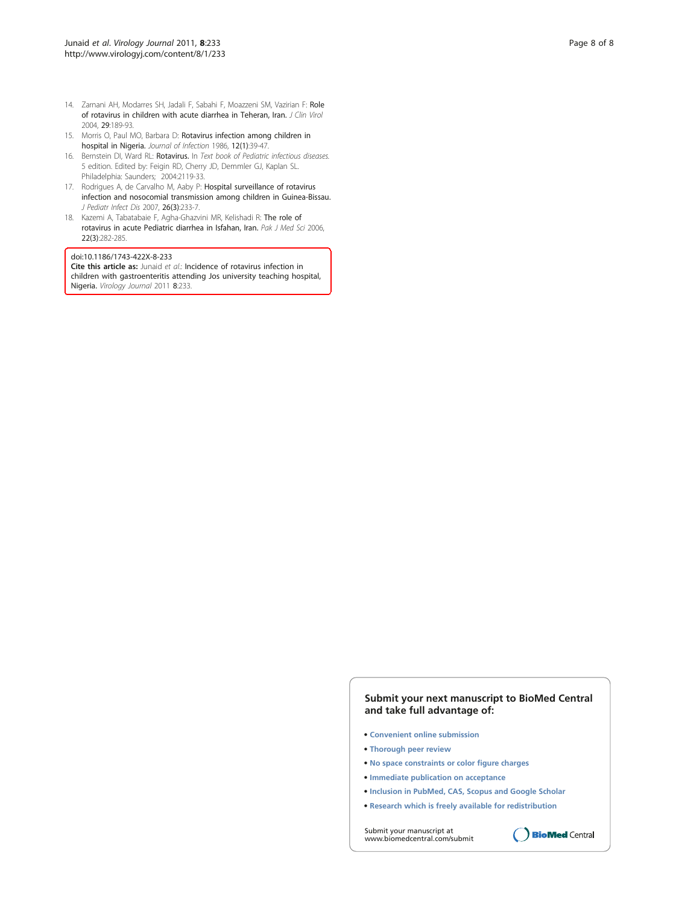14. Zarnani AH, Modarres SH, Jadali F, Sabahi F, Moazzeni SM, Vazirian F: **Role of rotavirus in children with acute diarrhea in Teheran, Iran.** *J Clin Virol* 2004, **29**:189-93.
15. Morris O, Paul MO, Barbara D: **Rotavirus infection among children in hospital in Nigeria.** *Journal of Infection* 1986, **12(1)**:39-47.
16. Bernstein DI, Ward RL: **Rotavirus.** In *Text book of Pediatric infectious diseases.* 5 edition. Edited by: Feigin RD, Cherry JD, Demmler GJ, Kaplan SL. Philadelphia: Saunders; 2004:2119-33.
17. Rodrigues A, de Carvalho M, Aaby P: **Hospital surveillance of rotavirus infection and nosocomial transmission among children in Guinea-Bissau.** *J Pediatr Infect Dis* 2007, **26(3)**:233-7.
18. Kazemi A, Tabatabaie F, Agha-Ghazvini MR, Kelishadi R: **The role of rotavirus in acute Pediatric diarrhea in Isfahan, Iran.** *Pak J Med Sci* 2006, **22(3)**:282-285.

doi:10.1186/1743-422X-8-233

**Cite this article as:** Junaid *et al.*: Incidence of rotavirus infection in children with gastroenteritis attending Jos university teaching hospital, Nigeria. *Virology Journal* 2011 **8**:233.

**Submit your next manuscript to BioMed Central and take full advantage of:**

- **Convenient online submission**
- **Thorough peer review**
- **No space constraints or color figure charges**
- **Immediate publication on acceptance**
- **Inclusion in PubMed, CAS, Scopus and Google Scholar**
- **Research which is freely available for redistribution**

Submit your manuscript at
www.biomedcentral.com/submit

BioMed Central